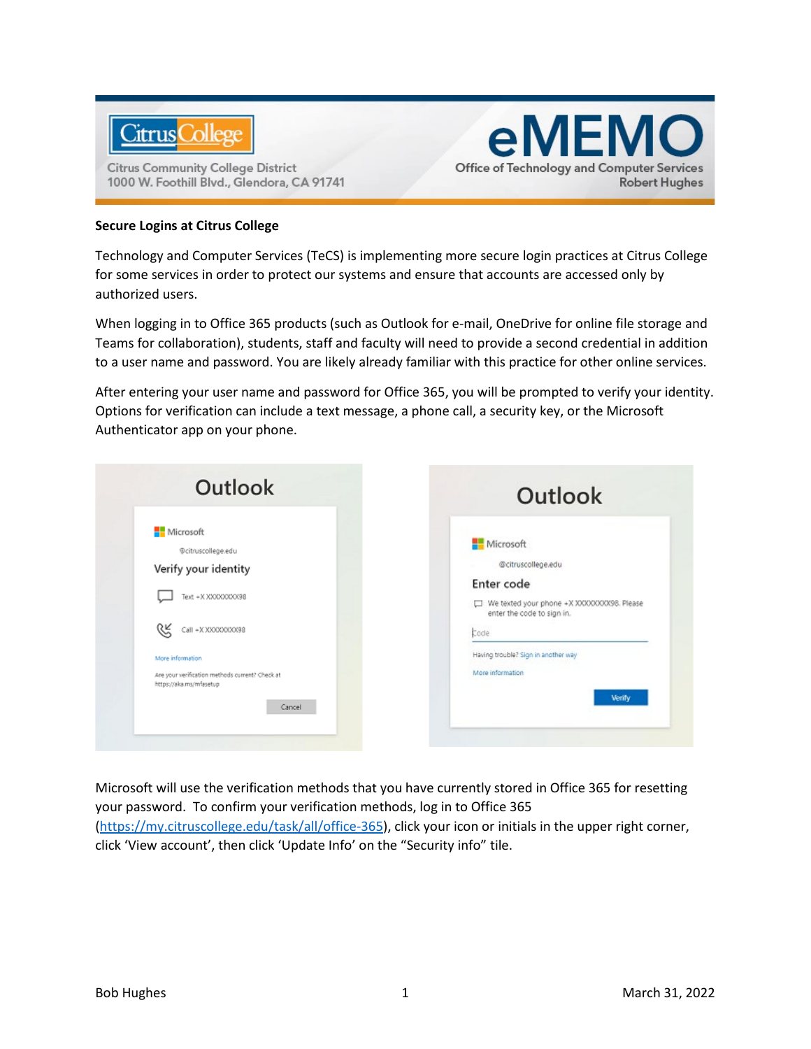# Secure Logins at Citrus College

Technology and Computer Services (TeCS) is implementing more secure login practices at Citrus College for some services in order to protect our systems and ensure that accounts are accessed only by authorized users.

When logging in to Office 365 products (such as Outlook for e-mail, OneDrive for online file storage and Teams for collaboration), students, staff and faculty will need to provide a second credential in addition to a user name and password. You are likely already familiar with this practice for other online services.

After entering your user name and password for Office 365, you will be prompted to verify your identity. Options for verification can include a text message, a phone call, a security key, or the Microsoft Authenticator app on your phone.

Microsoft will use the verification methods that you have currently stored in Office 365 for resetting your password. To confirm your verification methods, log in to Office 365 (https://my.citruscollege.edu/task/all/office-365), click your icon or initials in the upper right corner, click 'View account', then click 'Update Info' on the "Security info" tile.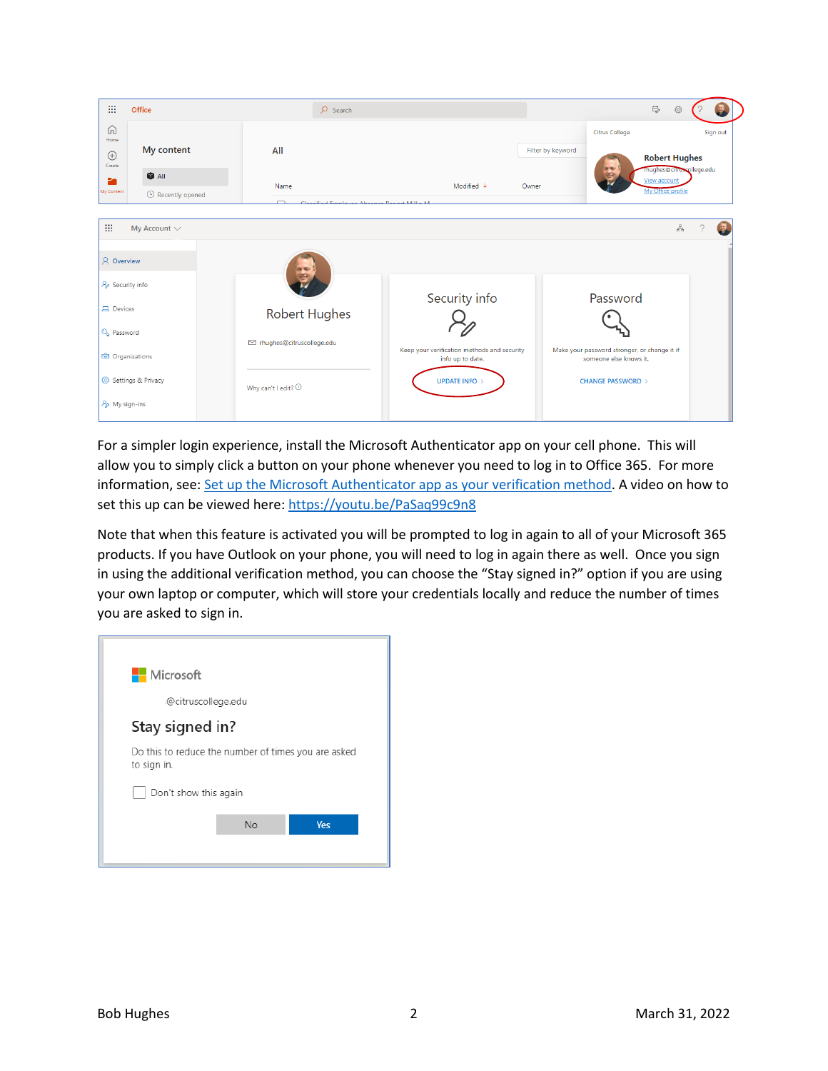For a simpler login experience, install the Microsoft Authenticator app on your cell phone. This will allow you to simply click a button on your phone whenever you need to log in to Office 365. For more information, see: Set up the Microsoft Authenticator app as your verification method. A video on how to set this up can be viewed here: https://youtu.be/PaSaq99c9n8

Note that when this feature is activated you will be prompted to log in again to all of your Microsoft 365 products. If you have Outlook on your phone, you will need to log in again there as well. Once you sign in using the additional verification method, you can choose the "Stay signed in?" option if you are using your own laptop or computer, which will store your credentials locally and reduce the number of times you are asked to sign in.